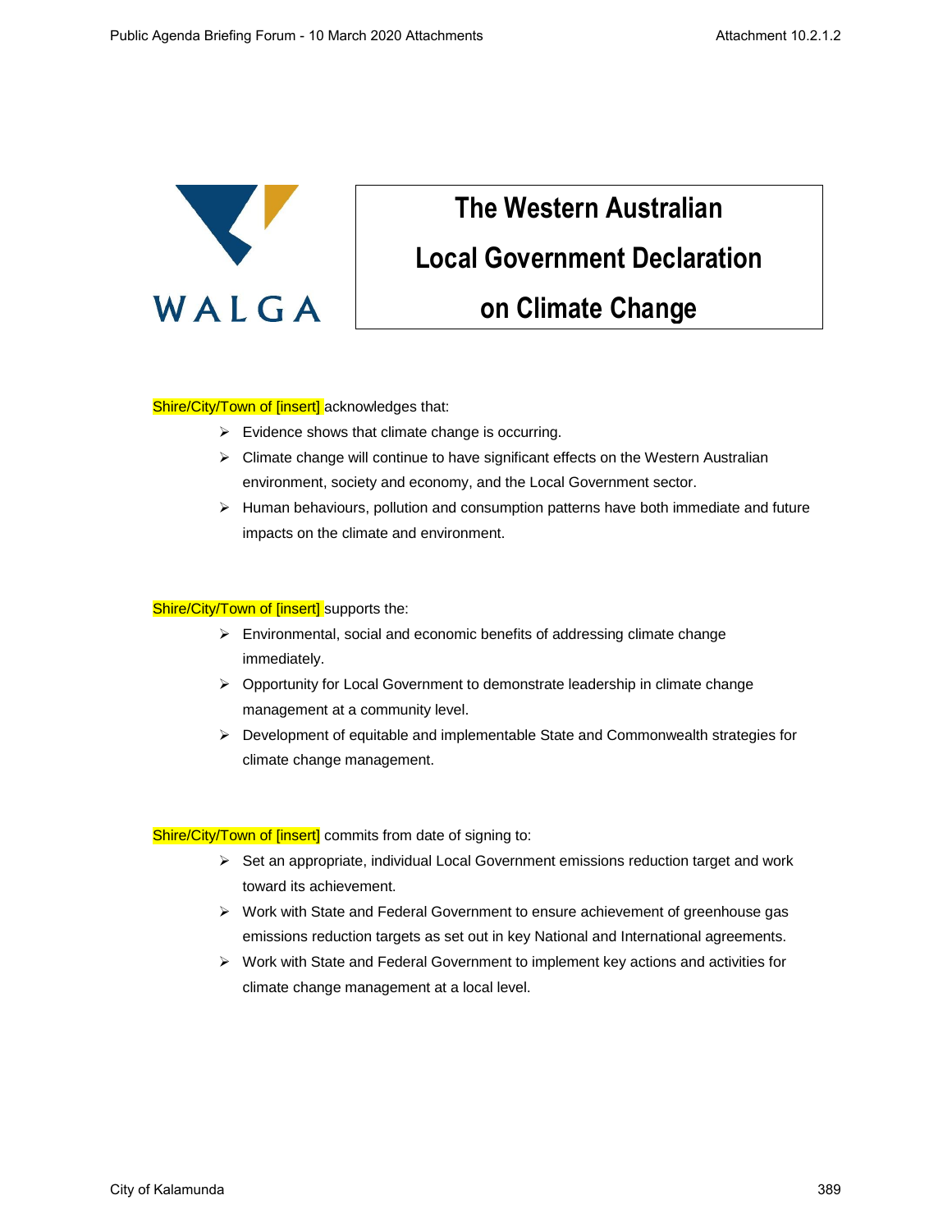WALGA

# The Western Australian Local Government Declaration on Climate Change

Shire/City/Town of [insert] acknowledges that:

- Evidence shows that climate change is occurring.
- Climate change will continue to have significant effects on the Western Australian environment, society and economy, and the Local Government sector.
- Human behaviours, pollution and consumption patterns have both immediate and future impacts on the climate and environment.

Shire/City/Town of [insert] supports the:

- Environmental, social and economic benefits of addressing climate change immediately.
- Opportunity for Local Government to demonstrate leadership in climate change management at a community level.
- Development of equitable and implementable State and Commonwealth strategies for climate change management.

Shire/City/Town of [insert] commits from date of signing to:

- Set an appropriate, individual Local Government emissions reduction target and work toward its achievement.
- Work with State and Federal Government to ensure achievement of greenhouse gas emissions reduction targets as set out in key National and International agreements.
- Work with State and Federal Government to implement key actions and activities for climate change management at a local level.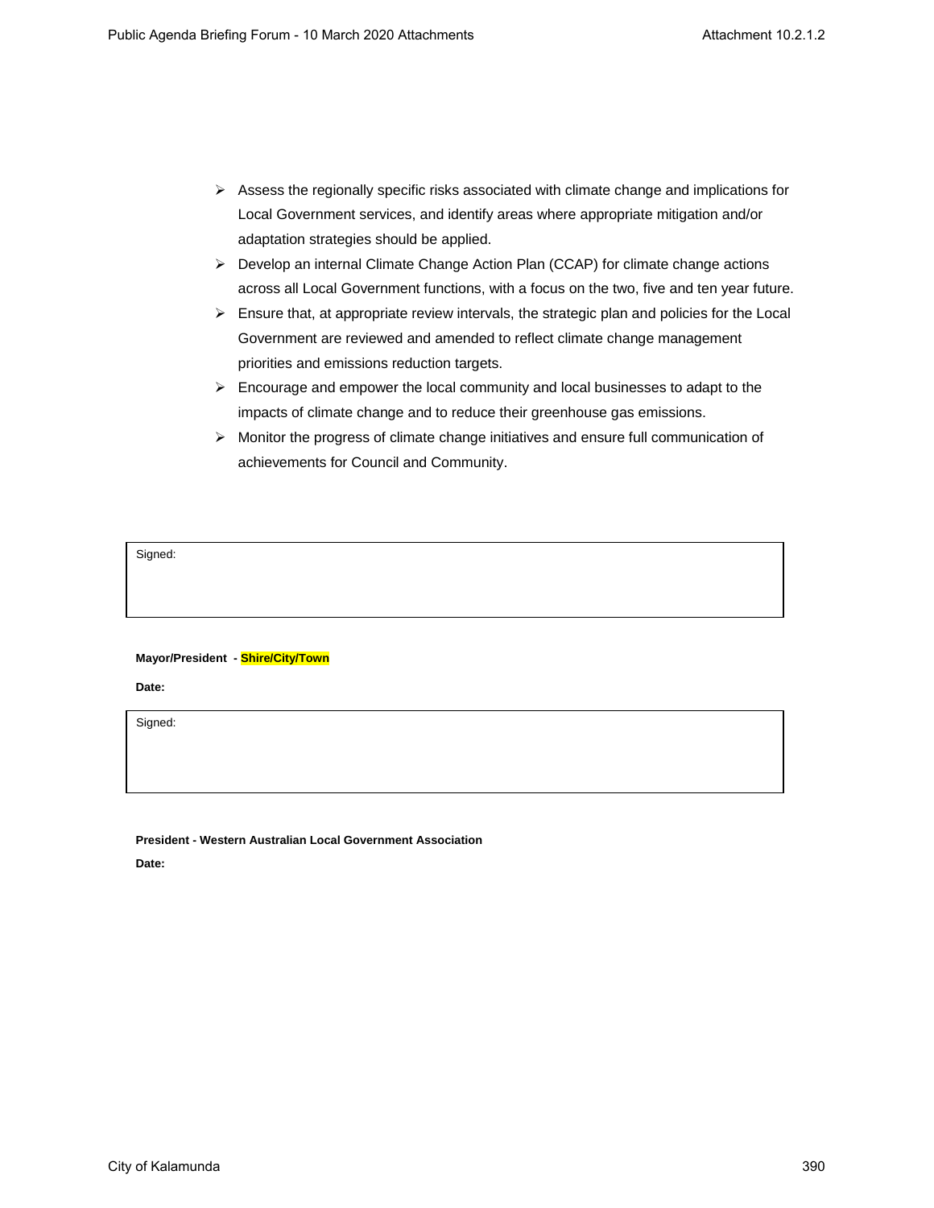- Assess the regionally specific risks associated with climate change and implications for Local Government services, and identify areas where appropriate mitigation and/or adaptation strategies should be applied.
- Develop an internal Climate Change Action Plan (CCAP) for climate change actions across all Local Government functions, with a focus on the two, five and ten year future.
- Ensure that, at appropriate review intervals, the strategic plan and policies for the Local Government are reviewed and amended to reflect climate change management priorities and emissions reduction targets.
- Encourage and empower the local community and local businesses to adapt to the impacts of climate change and to reduce their greenhouse gas emissions.
- Monitor the progress of climate change initiatives and ensure full communication of achievements for Council and Community.

| |
|---|
| Signed: |

**Mayor/President - Shire/City/Town**

**Date:**

| |
|---|
| Signed: |

**President - Western Australian Local Government Association**

**Date:**